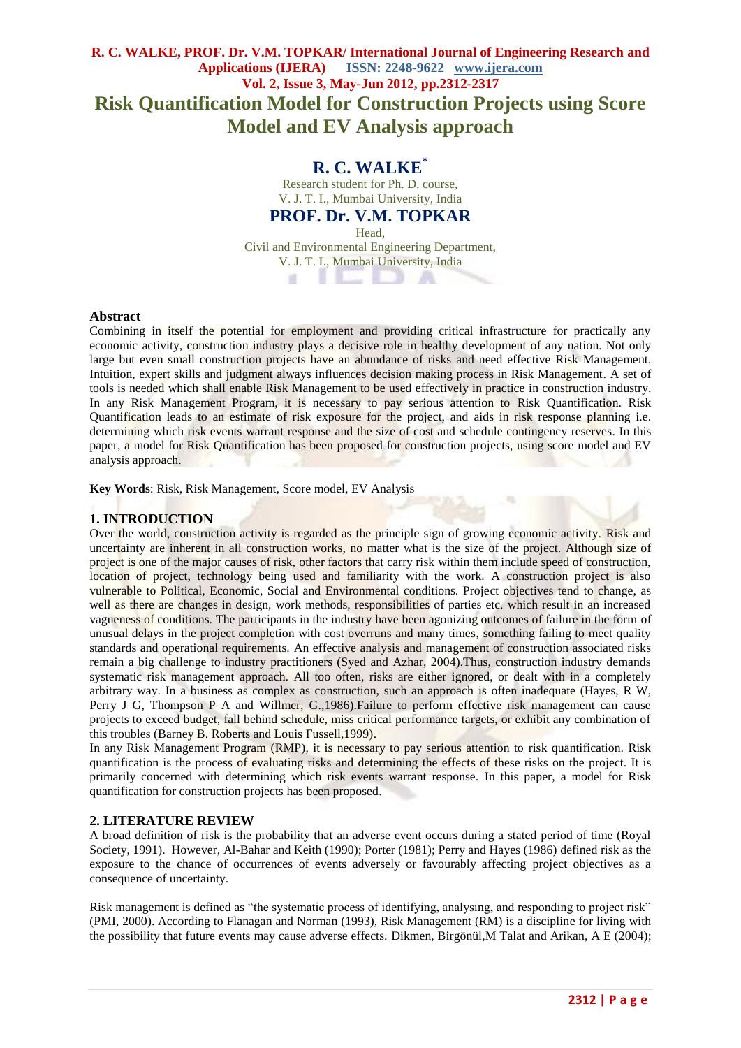# Risk Quantification Model for Construction Projects using Score Model and EV Analysis approach

## R. C. WALKE*

Research student for Ph. D. course,
V. J. T. I., Mumbai University, India

## PROF. Dr. V.M. TOPKAR

Head,
Civil and Environmental Engineering Department,
V. J. T. I., Mumbai University, India

### Abstract

Combining in itself the potential for employment and providing critical infrastructure for practically any economic activity, construction industry plays a decisive role in healthy development of any nation. Not only large but even small construction projects have an abundance of risks and need effective Risk Management. Intuition, expert skills and judgment always influences decision making process in Risk Management. A set of tools is needed which shall enable Risk Management to be used effectively in practice in construction industry. In any Risk Management Program, it is necessary to pay serious attention to Risk Quantification. Risk Quantification leads to an estimate of risk exposure for the project, and aids in risk response planning i.e. determining which risk events warrant response and the size of cost and schedule contingency reserves. In this paper, a model for Risk Quantification has been proposed for construction projects, using score model and EV analysis approach.

**Key Words**: Risk, Risk Management, Score model, EV Analysis

### 1. INTRODUCTION

Over the world, construction activity is regarded as the principle sign of growing economic activity. Risk and uncertainty are inherent in all construction works, no matter what is the size of the project. Although size of project is one of the major causes of risk, other factors that carry risk within them include speed of construction, location of project, technology being used and familiarity with the work. A construction project is also vulnerable to Political, Economic, Social and Environmental conditions. Project objectives tend to change, as well as there are changes in design, work methods, responsibilities of parties etc. which result in an increased vagueness of conditions. The participants in the industry have been agonizing outcomes of failure in the form of unusual delays in the project completion with cost overruns and many times, something failing to meet quality standards and operational requirements. An effective analysis and management of construction associated risks remain a big challenge to industry practitioners (Syed and Azhar, 2004).Thus, construction industry demands systematic risk management approach. All too often, risks are either ignored, or dealt with in a completely arbitrary way. In a business as complex as construction, such an approach is often inadequate (Hayes, R W, Perry J G, Thompson P A and Willmer, G.,1986).Failure to perform effective risk management can cause projects to exceed budget, fall behind schedule, miss critical performance targets, or exhibit any combination of this troubles (Barney B. Roberts and Louis Fussell,1999).

In any Risk Management Program (RMP), it is necessary to pay serious attention to risk quantification. Risk quantification is the process of evaluating risks and determining the effects of these risks on the project. It is primarily concerned with determining which risk events warrant response. In this paper, a model for Risk quantification for construction projects has been proposed.

### 2. LITERATURE REVIEW

A broad definition of risk is the probability that an adverse event occurs during a stated period of time (Royal Society, 1991). However, Al-Bahar and Keith (1990); Porter (1981); Perry and Hayes (1986) defined risk as the exposure to the chance of occurrences of events adversely or favourably affecting project objectives as a consequence of uncertainty.

Risk management is defined as "the systematic process of identifying, analysing, and responding to project risk" (PMI, 2000). According to Flanagan and Norman (1993), Risk Management (RM) is a discipline for living with the possibility that future events may cause adverse effects. Dikmen, Birgönül,M Talat and Arikan, A E (2004);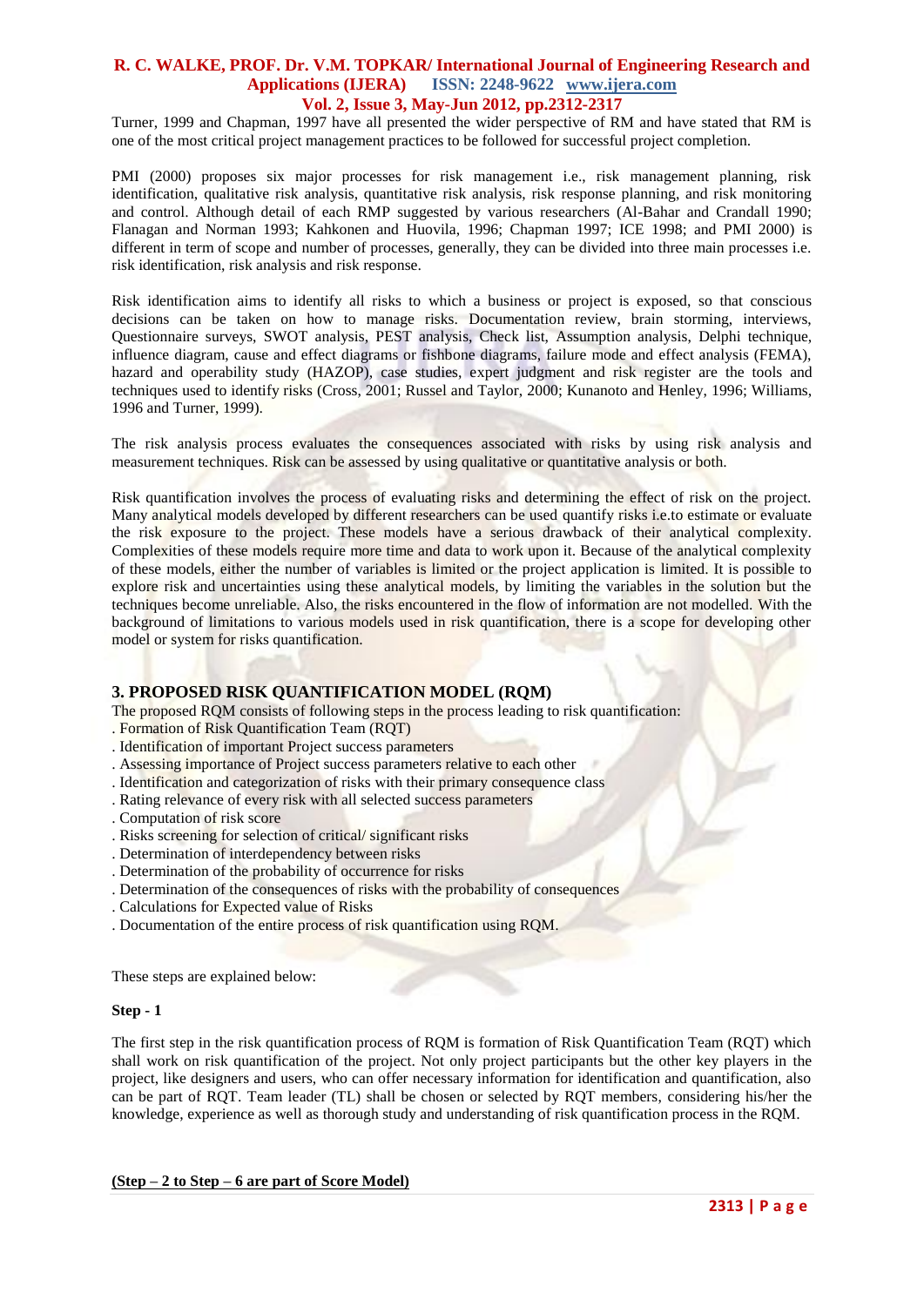Turner, 1999 and Chapman, 1997 have all presented the wider perspective of RM and have stated that RM is one of the most critical project management practices to be followed for successful project completion.

PMI (2000) proposes six major processes for risk management i.e., risk management planning, risk identification, qualitative risk analysis, quantitative risk analysis, risk response planning, and risk monitoring and control. Although detail of each RMP suggested by various researchers (Al-Bahar and Crandall 1990; Flanagan and Norman 1993; Kahkonen and Huovila, 1996; Chapman 1997; ICE 1998; and PMI 2000) is different in term of scope and number of processes, generally, they can be divided into three main processes i.e. risk identification, risk analysis and risk response.

Risk identification aims to identify all risks to which a business or project is exposed, so that conscious decisions can be taken on how to manage risks. Documentation review, brain storming, interviews, Questionnaire surveys, SWOT analysis, PEST analysis, Check list, Assumption analysis, Delphi technique, influence diagram, cause and effect diagrams or fishbone diagrams, failure mode and effect analysis (FEMA), hazard and operability study (HAZOP), case studies, expert judgment and risk register are the tools and techniques used to identify risks (Cross, 2001; Russel and Taylor, 2000; Kunanoto and Henley, 1996; Williams, 1996 and Turner, 1999).

The risk analysis process evaluates the consequences associated with risks by using risk analysis and measurement techniques. Risk can be assessed by using qualitative or quantitative analysis or both.

Risk quantification involves the process of evaluating risks and determining the effect of risk on the project. Many analytical models developed by different researchers can be used quantify risks i.e.to estimate or evaluate the risk exposure to the project. These models have a serious drawback of their analytical complexity. Complexities of these models require more time and data to work upon it. Because of the analytical complexity of these models, either the number of variables is limited or the project application is limited. It is possible to explore risk and uncertainties using these analytical models, by limiting the variables in the solution but the techniques become unreliable. Also, the risks encountered in the flow of information are not modelled. With the background of limitations to various models used in risk quantification, there is a scope for developing other model or system for risks quantification.

## 3. PROPOSED RISK QUANTIFICATION MODEL (RQM)

The proposed RQM consists of following steps in the process leading to risk quantification:

- Formation of Risk Quantification Team (RQT)
- Identification of important Project success parameters
- Assessing importance of Project success parameters relative to each other
- Identification and categorization of risks with their primary consequence class
- Rating relevance of every risk with all selected success parameters
- Computation of risk score
- Risks screening for selection of critical/ significant risks
- Determination of interdependency between risks
- Determination of the probability of occurrence for risks
- Determination of the consequences of risks with the probability of consequences
- Calculations for Expected value of Risks
- Documentation of the entire process of risk quantification using RQM.

These steps are explained below:

**Step - 1**

The first step in the risk quantification process of RQM is formation of Risk Quantification Team (RQT) which shall work on risk quantification of the project. Not only project participants but the other key players in the project, like designers and users, who can offer necessary information for identification and quantification, also can be part of RQT. Team leader (TL) shall be chosen or selected by RQT members, considering his/her the knowledge, experience as well as thorough study and understanding of risk quantification process in the RQM.

**(Step – 2 to Step – 6 are part of Score Model)**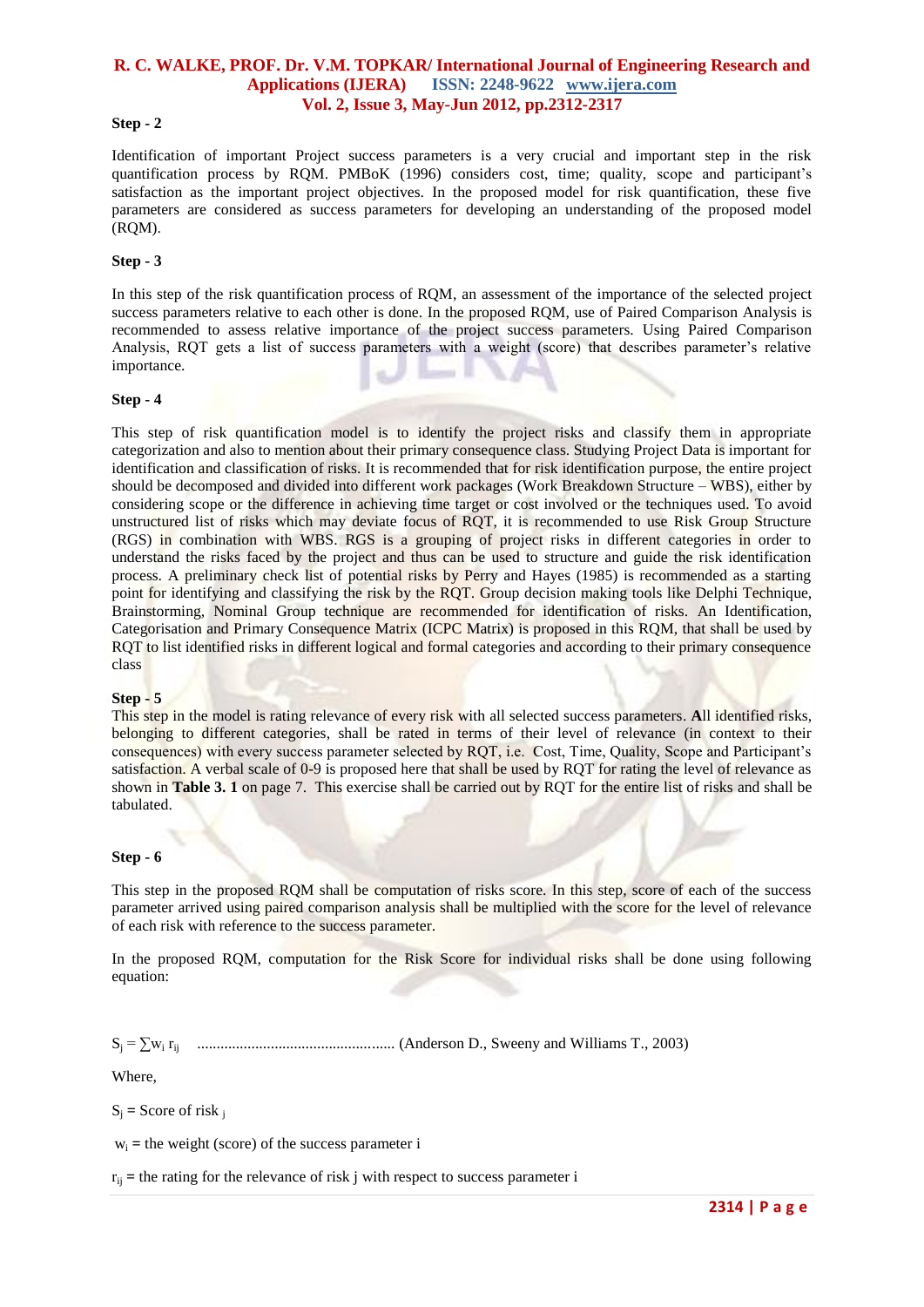**Step - 2**

Identification of important Project success parameters is a very crucial and important step in the risk quantification process by RQM. PMBoK (1996) considers cost, time; quality, scope and participant's satisfaction as the important project objectives. In the proposed model for risk quantification, these five parameters are considered as success parameters for developing an understanding of the proposed model (RQM).

**Step - 3**

In this step of the risk quantification process of RQM, an assessment of the importance of the selected project success parameters relative to each other is done. In the proposed RQM, use of Paired Comparison Analysis is recommended to assess relative importance of the project success parameters. Using Paired Comparison Analysis, RQT gets a list of success parameters with a weight (score) that describes parameter's relative importance.

**Step - 4**

This step of risk quantification model is to identify the project risks and classify them in appropriate categorization and also to mention about their primary consequence class. Studying Project Data is important for identification and classification of risks. It is recommended that for risk identification purpose, the entire project should be decomposed and divided into different work packages (Work Breakdown Structure – WBS), either by considering scope or the difference in achieving time target or cost involved or the techniques used. To avoid unstructured list of risks which may deviate focus of RQT, it is recommended to use Risk Group Structure (RGS) in combination with WBS. RGS is a grouping of project risks in different categories in order to understand the risks faced by the project and thus can be used to structure and guide the risk identification process. A preliminary check list of potential risks by Perry and Hayes (1985) is recommended as a starting point for identifying and classifying the risk by the RQT. Group decision making tools like Delphi Technique, Brainstorming, Nominal Group technique are recommended for identification of risks. An Identification, Categorisation and Primary Consequence Matrix (ICPC Matrix) is proposed in this RQM, that shall be used by RQT to list identified risks in different logical and formal categories and according to their primary consequence class

**Step - 5**

This step in the model is rating relevance of every risk with all selected success parameters. **A**ll identified risks, belonging to different categories, shall be rated in terms of their level of relevance (in context to their consequences) with every success parameter selected by RQT, i.e. Cost, Time, Quality, Scope and Participant's satisfaction. A verbal scale of 0-9 is proposed here that shall be used by RQT for rating the level of relevance as shown in **Table 3. 1** on page 7. This exercise shall be carried out by RQT for the entire list of risks and shall be tabulated.

**Step - 6**

This step in the proposed RQM shall be computation of risks score. In this step, score of each of the success parameter arrived using paired comparison analysis shall be multiplied with the score for the level of relevance of each risk with reference to the success parameter.

In the proposed RQM, computation for the Risk Score for individual risks shall be done using following equation:

$S_j = \sum w_i \, r_{ij}$ .................................................. (Anderson D., Sweeny and Williams T., 2003)

Where,

$S_j$ = Score of risk $_j$

$w_i$ = the weight (score) of the success parameter i

$r_{ij}$ = the rating for the relevance of risk j with respect to success parameter i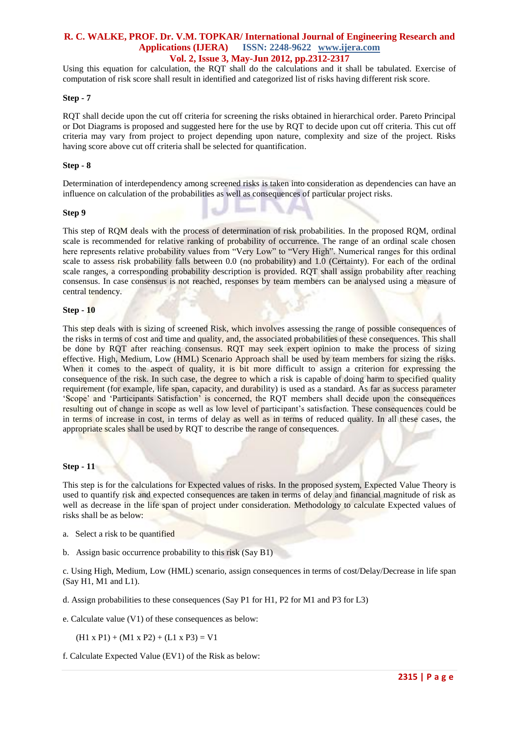Using this equation for calculation, the RQT shall do the calculations and it shall be tabulated. Exercise of computation of risk score shall result in identified and categorized list of risks having different risk score.

**Step - 7**

RQT shall decide upon the cut off criteria for screening the risks obtained in hierarchical order. Pareto Principal or Dot Diagrams is proposed and suggested here for the use by RQT to decide upon cut off criteria. This cut off criteria may vary from project to project depending upon nature, complexity and size of the project. Risks having score above cut off criteria shall be selected for quantification.

**Step - 8**

Determination of interdependency among screened risks is taken into consideration as dependencies can have an influence on calculation of the probabilities as well as consequences of particular project risks.

**Step 9**

This step of RQM deals with the process of determination of risk probabilities. In the proposed RQM, ordinal scale is recommended for relative ranking of probability of occurrence. The range of an ordinal scale chosen here represents relative probability values from "Very Low" to "Very High". Numerical ranges for this ordinal scale to assess risk probability falls between 0.0 (no probability) and 1.0 (Certainty). For each of the ordinal scale ranges, a corresponding probability description is provided. RQT shall assign probability after reaching consensus. In case consensus is not reached, responses by team members can be analysed using a measure of central tendency.

**Step - 10**

This step deals with is sizing of screened Risk, which involves assessing the range of possible consequences of the risks in terms of cost and time and quality, and, the associated probabilities of these consequences. This shall be done by RQT after reaching consensus. RQT may seek expert opinion to make the process of sizing effective. High, Medium, Low (HML) Scenario Approach shall be used by team members for sizing the risks. When it comes to the aspect of quality, it is bit more difficult to assign a criterion for expressing the consequence of the risk. In such case, the degree to which a risk is capable of doing harm to specified quality requirement (for example, life span, capacity, and durability) is used as a standard. As far as success parameter 'Scope' and 'Participants Satisfaction' is concerned, the RQT members shall decide upon the consequences resulting out of change in scope as well as low level of participant's satisfaction. These consequences could be in terms of increase in cost, in terms of delay as well as in terms of reduced quality. In all these cases, the appropriate scales shall be used by RQT to describe the range of consequences.

**Step - 11**

This step is for the calculations for Expected values of risks. In the proposed system, Expected Value Theory is used to quantify risk and expected consequences are taken in terms of delay and financial magnitude of risk as well as decrease in the life span of project under consideration. Methodology to calculate Expected values of risks shall be as below:

a. Select a risk to be quantified

b. Assign basic occurrence probability to this risk (Say B1)

c. Using High, Medium, Low (HML) scenario, assign consequences in terms of cost/Delay/Decrease in life span (Say H1, M1 and L1).

d. Assign probabilities to these consequences (Say P1 for H1, P2 for M1 and P3 for L3)

e. Calculate value (V1) of these consequences as below:

$$(H1 \times P1) + (M1 \times P2) + (L1 \times P3) = V1$$

f. Calculate Expected Value (EV1) of the Risk as below: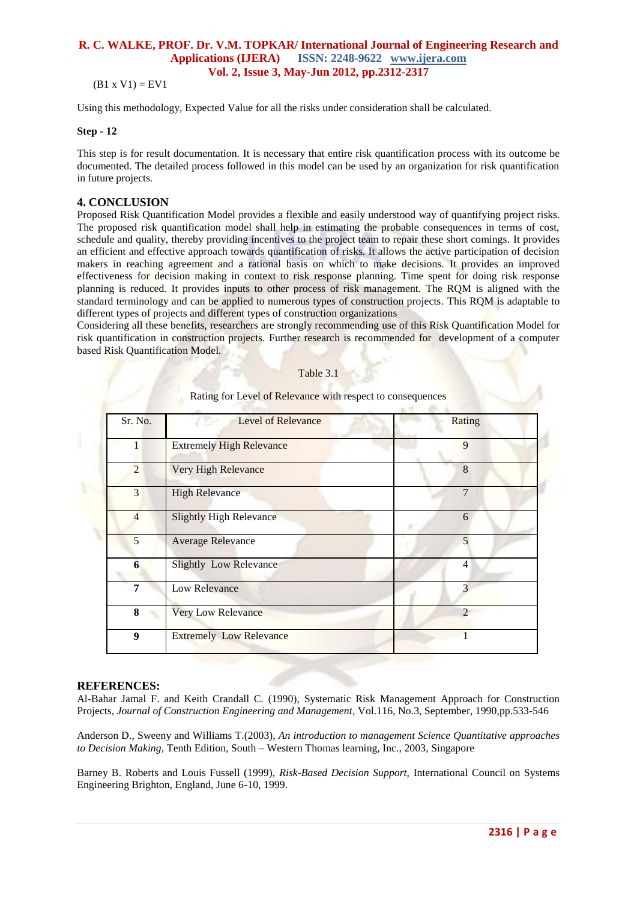(B1 x V1) = EV1

Using this methodology, Expected Value for all the risks under consideration shall be calculated.

**Step - 12**

This step is for result documentation. It is necessary that entire risk quantification process with its outcome be documented. The detailed process followed in this model can be used by an organization for risk quantification in future projects.

## 4. CONCLUSION

Proposed Risk Quantification Model provides a flexible and easily understood way of quantifying project risks. The proposed risk quantification model shall help in estimating the probable consequences in terms of cost, schedule and quality, thereby providing incentives to the project team to repair these short comings. It provides an efficient and effective approach towards quantification of risks. It allows the active participation of decision makers in reaching agreement and a rational basis on which to make decisions. It provides an improved effectiveness for decision making in context to risk response planning. Time spent for doing risk response planning is reduced. It provides inputs to other process of risk management. The RQM is aligned with the standard terminology and can be applied to numerous types of construction projects. This RQM is adaptable to different types of projects and different types of construction organizations

Considering all these benefits, researchers are strongly recommending use of this Risk Quantification Model for risk quantification in construction projects. Further research is recommended for development of a computer based Risk Quantification Model.

Table 3.1

Rating for Level of Relevance with respect to consequences

| Sr. No. | Level of Relevance | Rating |
|---|---|---|
| 1 | Extremely High Relevance | 9 |
| 2 | Very High Relevance | 8 |
| 3 | High Relevance | 7 |
| 4 | Slightly High Relevance | 6 |
| 5 | Average Relevance | 5 |
| **6** | Slightly Low Relevance | 4 |
| **7** | Low Relevance | 3 |
| **8** | Very Low Relevance | 2 |
| **9** | Extremely Low Relevance | 1 |

## REFERENCES:

Al-Bahar Jamal F. and Keith Crandall C. (1990), Systematic Risk Management Approach for Construction Projects, *Journal of Construction Engineering and Management*, Vol.116, No.3, September, 1990,pp.533-546

Anderson D., Sweeny and Williams T.(2003), *An introduction to management Science Quantitative approaches to Decision Making,* Tenth Edition, South – Western Thomas learning, Inc., 2003, Singapore

Barney B. Roberts and Louis Fussell (1999), *Risk-Based Decision Support,* International Council on Systems Engineering Brighton, England, June 6-10, 1999.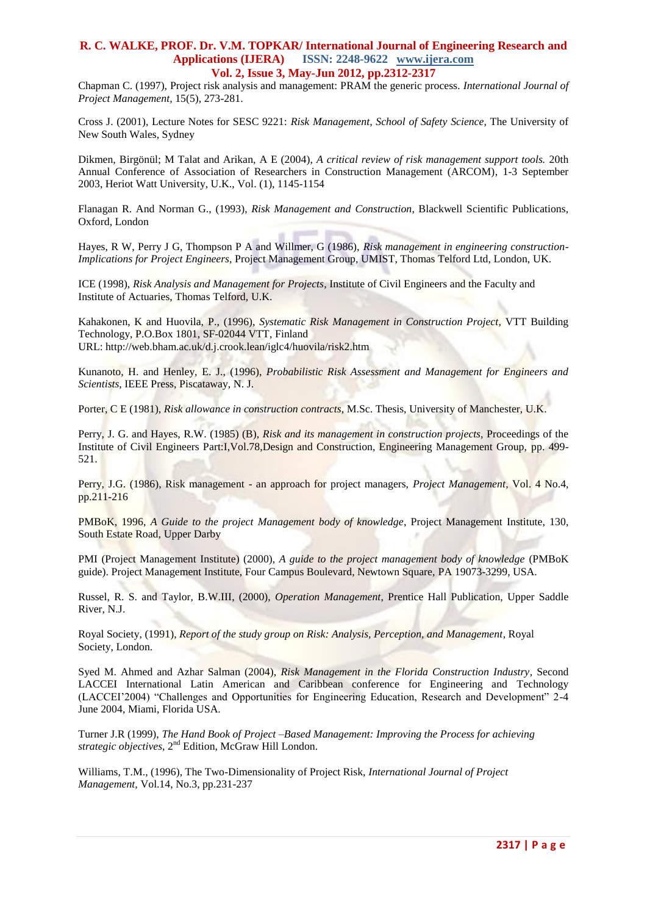Chapman C. (1997), Project risk analysis and management: PRAM the generic process. *International Journal of Project Management*, 15(5), 273-281.

Cross J. (2001), Lecture Notes for SESC 9221: *Risk Management, School of Safety Science*, The University of New South Wales, Sydney

Dikmen, Birgönül; M Talat and Arikan, A E (2004), *A critical review of risk management support tools.* 20th Annual Conference of Association of Researchers in Construction Management (ARCOM), 1-3 September 2003, Heriot Watt University, U.K., Vol. (1), 1145-1154

Flanagan R. And Norman G., (1993), *Risk Management and Construction*, Blackwell Scientific Publications, Oxford, London

Hayes, R W, Perry J G, Thompson P A and Willmer, G (1986), *Risk management in engineering construction-Implications for Project Engineers*, Project Management Group, UMIST, Thomas Telford Ltd, London, UK.

ICE (1998), *Risk Analysis and Management for Projects*, Institute of Civil Engineers and the Faculty and Institute of Actuaries, Thomas Telford, U.K.

Kahakonen, K and Huovila, P., (1996), *Systematic Risk Management in Construction Project*, VTT Building Technology, P.O.Box 1801, SF-02044 VTT, Finland
URL: http://web.bham.ac.uk/d.j.crook.lean/iglc4/huovila/risk2.htm

Kunanoto, H. and Henley, E. J., (1996), *Probabilistic Risk Assessment and Management for Engineers and Scientists*, IEEE Press, Piscataway, N. J.

Porter, C E (1981), *Risk allowance in construction contracts*, M.Sc. Thesis, University of Manchester, U.K.

Perry, J. G. and Hayes, R.W. (1985) (B), *Risk and its management in construction projects*, Proceedings of the Institute of Civil Engineers Part:I,Vol.78,Design and Construction, Engineering Management Group, pp. 499-521.

Perry, J.G. (1986), Risk management - an approach for project managers, *Project Management*, Vol. 4 No.4, pp.211-216

PMBoK, 1996, *A Guide to the project Management body of knowledge*, Project Management Institute, 130, South Estate Road, Upper Darby

PMI (Project Management Institute) (2000), *A guide to the project management body of knowledge* (PMBoK guide). Project Management Institute, Four Campus Boulevard, Newtown Square, PA 19073-3299, USA.

Russel, R. S. and Taylor, B.W.III, (2000), *Operation Management*, Prentice Hall Publication, Upper Saddle River, N.J.

Royal Society, (1991), *Report of the study group on Risk: Analysis, Perception, and Management*, Royal Society, London.

Syed M. Ahmed and Azhar Salman (2004), *Risk Management in the Florida Construction Industry*, Second LACCEI International Latin American and Caribbean conference for Engineering and Technology (LACCEI'2004) "Challenges and Opportunities for Engineering Education, Research and Development" 2-4 June 2004, Miami, Florida USA.

Turner J.R (1999), *The Hand Book of Project –Based Management: Improving the Process for achieving strategic objectives*, 2nd Edition, McGraw Hill London.

Williams, T.M., (1996), The Two-Dimensionality of Project Risk, *International Journal of Project Management*, Vol.14, No.3, pp.231-237